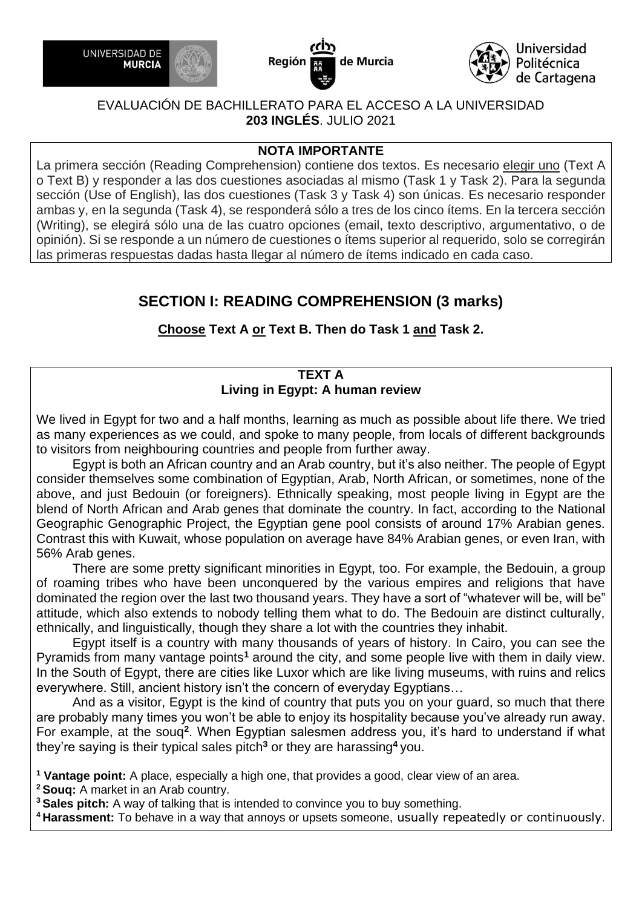UNIVERSIDAD DE MURCIA — Región de Murcia — Universidad Politécnica de Cartagena

EVALUACIÓN DE BACHILLERATO PARA EL ACCESO A LA UNIVERSIDAD
**203 INGLÉS**. JULIO 2021

**NOTA IMPORTANTE**

La primera sección (Reading Comprehension) contiene dos textos. Es necesario elegir uno (Text A o Text B) y responder a las dos cuestiones asociadas al mismo (Task 1 y Task 2). Para la segunda sección (Use of English), las dos cuestiones (Task 3 y Task 4) son únicas. Es necesario responder ambas y, en la segunda (Task 4), se responderá sólo a tres de los cinco ítems. En la tercera sección (Writing), se elegirá sólo una de las cuatro opciones (email, texto descriptivo, argumentativo, o de opinión). Si se responde a un número de cuestiones o ítems superior al requerido, solo se corregirán las primeras respuestas dadas hasta llegar al número de ítems indicado en cada caso.

## SECTION I: READING COMPREHENSION (3 marks)

**Choose Text A or Text B. Then do Task 1 and Task 2.**

### TEXT A
### Living in Egypt: A human review

We lived in Egypt for two and a half months, learning as much as possible about life there. We tried as many experiences as we could, and spoke to many people, from locals of different backgrounds to visitors from neighbouring countries and people from further away.

Egypt is both an African country and an Arab country, but it's also neither. The people of Egypt consider themselves some combination of Egyptian, Arab, North African, or sometimes, none of the above, and just Bedouin (or foreigners). Ethnically speaking, most people living in Egypt are the blend of North African and Arab genes that dominate the country. In fact, according to the National Geographic Genographic Project, the Egyptian gene pool consists of around 17% Arabian genes. Contrast this with Kuwait, whose population on average have 84% Arabian genes, or even Iran, with 56% Arab genes.

There are some pretty significant minorities in Egypt, too. For example, the Bedouin, a group of roaming tribes who have been unconquered by the various empires and religions that have dominated the region over the last two thousand years. They have a sort of "whatever will be, will be" attitude, which also extends to nobody telling them what to do. The Bedouin are distinct culturally, ethnically, and linguistically, though they share a lot with the countries they inhabit.

Egypt itself is a country with many thousands of years of history. In Cairo, you can see the Pyramids from many vantage points[1] around the city, and some people live with them in daily view. In the South of Egypt, there are cities like Luxor which are like living museums, with ruins and relics everywhere. Still, ancient history isn't the concern of everyday Egyptians…

And as a visitor, Egypt is the kind of country that puts you on your guard, so much that there are probably many times you won't be able to enjoy its hospitality because you've already run away. For example, at the souq[2]. When Egyptian salesmen address you, it's hard to understand if what they're saying is their typical sales pitch[3] or they are harassing[4] you.

[1] **Vantage point:** A place, especially a high one, that provides a good, clear view of an area.
[2] **Souq:** A market in an Arab country.
[3] **Sales pitch:** A way of talking that is intended to convince you to buy something.
[4] **Harassment:** To behave in a way that annoys or upsets someone, usually repeatedly or continuously.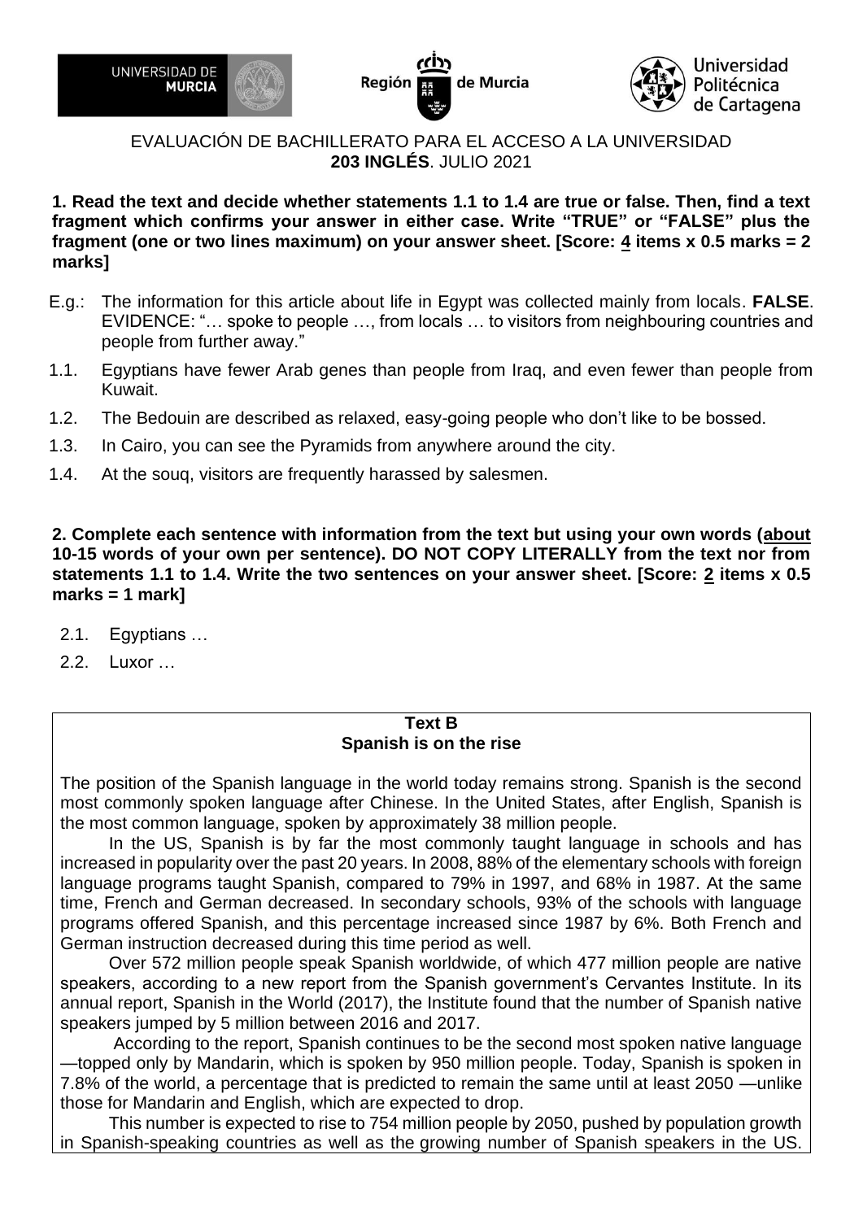EVALUACIÓN DE BACHILLERATO PARA EL ACCESO A LA UNIVERSIDAD
**203 INGLÉS**. JULIO 2021

**1. Read the text and decide whether statements 1.1 to 1.4 are true or false. Then, find a text fragment which confirms your answer in either case. Write "TRUE" or "FALSE" plus the fragment (one or two lines maximum) on your answer sheet. [Score: 4 items x 0.5 marks = 2 marks]**

E.g.: The information for this article about life in Egypt was collected mainly from locals. **FALSE**. EVIDENCE: "… spoke to people …, from locals … to visitors from neighbouring countries and people from further away."

1.1. Egyptians have fewer Arab genes than people from Iraq, and even fewer than people from Kuwait.

1.2. The Bedouin are described as relaxed, easy-going people who don't like to be bossed.

1.3. In Cairo, you can see the Pyramids from anywhere around the city.

1.4. At the souq, visitors are frequently harassed by salesmen.

**2. Complete each sentence with information from the text but using your own words (about 10-15 words of your own per sentence). DO NOT COPY LITERALLY from the text nor from statements 1.1 to 1.4. Write the two sentences on your answer sheet. [Score: 2 items x 0.5 marks = 1 mark]**

2.1. Egyptians …

2.2. Luxor …

**Text B**
**Spanish is on the rise**

The position of the Spanish language in the world today remains strong. Spanish is the second most commonly spoken language after Chinese. In the United States, after English, Spanish is the most common language, spoken by approximately 38 million people.

In the US, Spanish is by far the most commonly taught language in schools and has increased in popularity over the past 20 years. In 2008, 88% of the elementary schools with foreign language programs taught Spanish, compared to 79% in 1997, and 68% in 1987. At the same time, French and German decreased. In secondary schools, 93% of the schools with language programs offered Spanish, and this percentage increased since 1987 by 6%. Both French and German instruction decreased during this time period as well.

Over 572 million people speak Spanish worldwide, of which 477 million people are native speakers, according to a new report from the Spanish government's Cervantes Institute. In its annual report, Spanish in the World (2017), the Institute found that the number of Spanish native speakers jumped by 5 million between 2016 and 2017.

According to the report, Spanish continues to be the second most spoken native language —topped only by Mandarin, which is spoken by 950 million people. Today, Spanish is spoken in 7.8% of the world, a percentage that is predicted to remain the same until at least 2050 —unlike those for Mandarin and English, which are expected to drop.

This number is expected to rise to 754 million people by 2050, pushed by population growth in Spanish-speaking countries as well as the growing number of Spanish speakers in the US.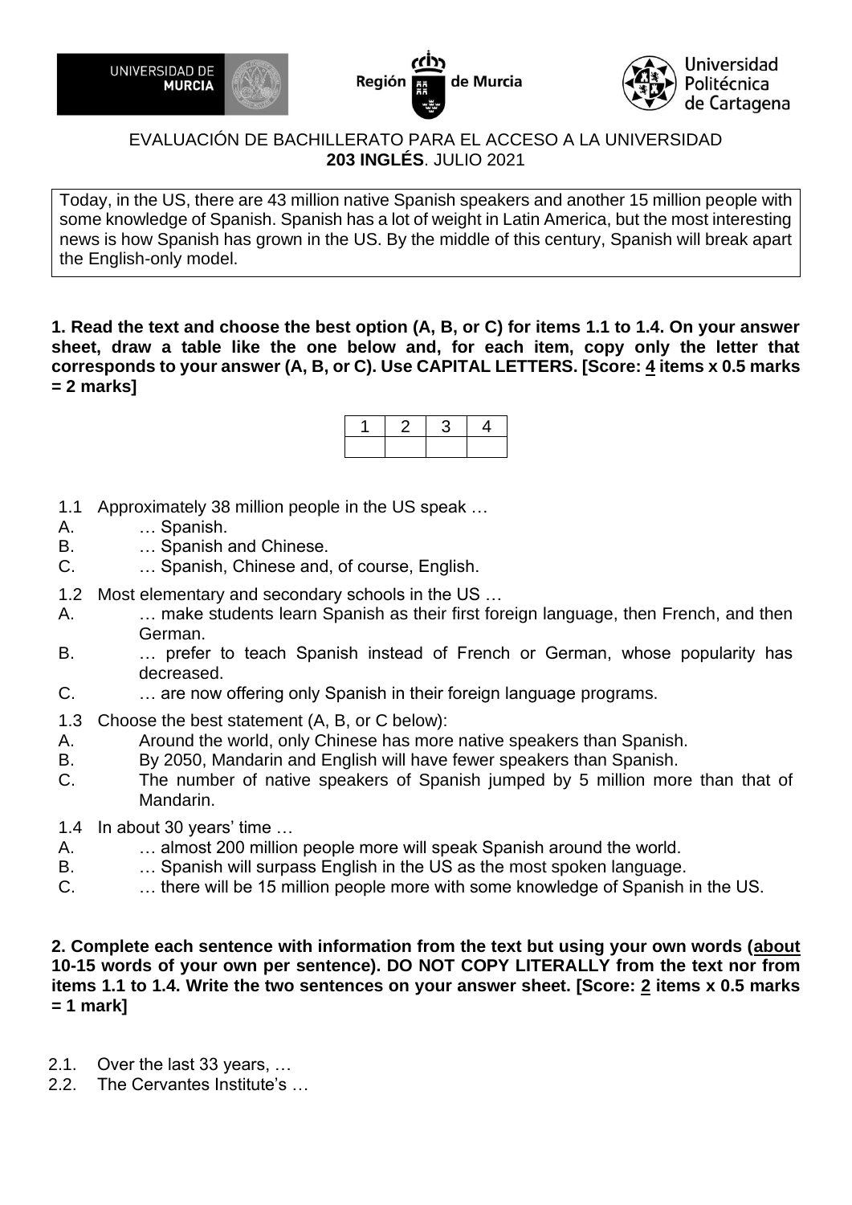UNIVERSIDAD DE MURCIA | Región de Murcia | Universidad Politécnica de Cartagena

EVALUACIÓN DE BACHILLERATO PARA EL ACCESO A LA UNIVERSIDAD
**203 INGLÉS**. JULIO 2021

Today, in the US, there are 43 million native Spanish speakers and another 15 million people with some knowledge of Spanish. Spanish has a lot of weight in Latin America, but the most interesting news is how Spanish has grown in the US. By the middle of this century, Spanish will break apart the English-only model.

**1. Read the text and choose the best option (A, B, or C) for items 1.1 to 1.4. On your answer sheet, draw a table like the one below and, for each item, copy only the letter that corresponds to your answer (A, B, or C). Use CAPITAL LETTERS. [Score: 4 items x 0.5 marks = 2 marks]**

| 1 | 2 | 3 | 4 |
|---|---|---|---|
| | | | |

1.1 Approximately 38 million people in the US speak …
A. … Spanish.
B. … Spanish and Chinese.
C. … Spanish, Chinese and, of course, English.

1.2 Most elementary and secondary schools in the US …
A. … make students learn Spanish as their first foreign language, then French, and then German.
B. … prefer to teach Spanish instead of French or German, whose popularity has decreased.
C. … are now offering only Spanish in their foreign language programs.

1.3 Choose the best statement (A, B, or C below):
A. Around the world, only Chinese has more native speakers than Spanish.
B. By 2050, Mandarin and English will have fewer speakers than Spanish.
C. The number of native speakers of Spanish jumped by 5 million more than that of Mandarin.

1.4 In about 30 years' time …
A. … almost 200 million people more will speak Spanish around the world.
B. … Spanish will surpass English in the US as the most spoken language.
C. … there will be 15 million people more with some knowledge of Spanish in the US.

**2. Complete each sentence with information from the text but using your own words (about 10-15 words of your own per sentence). DO NOT COPY LITERALLY from the text nor from items 1.1 to 1.4. Write the two sentences on your answer sheet. [Score: 2 items x 0.5 marks = 1 mark]**

2.1. Over the last 33 years, …
2.2. The Cervantes Institute's …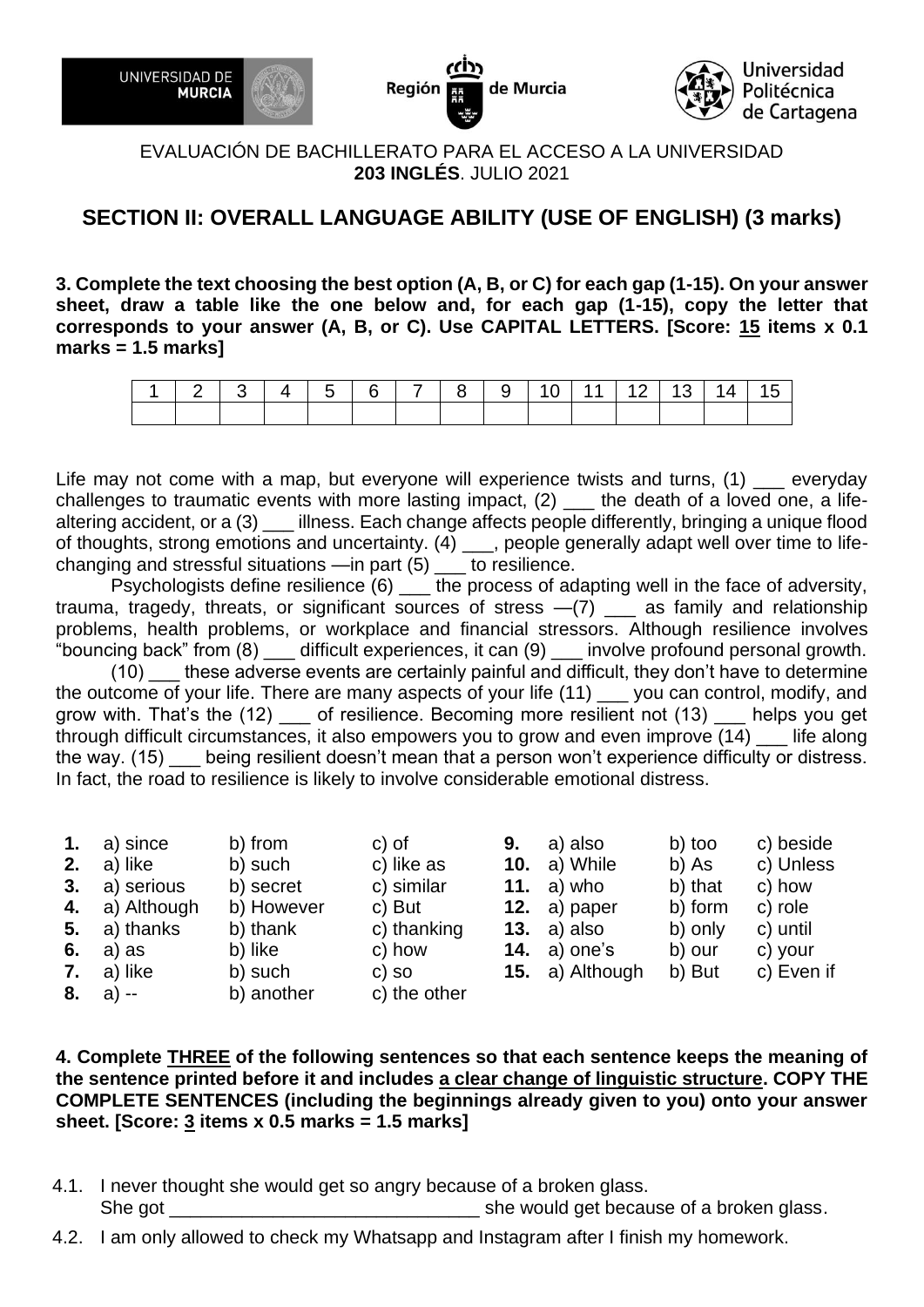UNIVERSIDAD DE MURCIA — Región de Murcia — Universidad Politécnica de Cartagena

EVALUACIÓN DE BACHILLERATO PARA EL ACCESO A LA UNIVERSIDAD
**203 INGLÉS**. JULIO 2021

## SECTION II: OVERALL LANGUAGE ABILITY (USE OF ENGLISH) (3 marks)

**3. Complete the text choosing the best option (A, B, or C) for each gap (1-15). On your answer sheet, draw a table like the one below and, for each gap (1-15), copy the letter that corresponds to your answer (A, B, or C). Use CAPITAL LETTERS. [Score: 15 items x 0.1 marks = 1.5 marks]**

| 1 | 2 | 3 | 4 | 5 | 6 | 7 | 8 | 9 | 10 | 11 | 12 | 13 | 14 | 15 |
|---|---|---|---|---|---|---|---|---|---|---|---|---|---|---|
| | | | | | | | | | | | | | | |

Life may not come with a map, but everyone will experience twists and turns, (1) ___ everyday challenges to traumatic events with more lasting impact, (2) ___ the death of a loved one, a life-altering accident, or a (3) ___ illness. Each change affects people differently, bringing a unique flood of thoughts, strong emotions and uncertainty. (4) ___, people generally adapt well over time to life-changing and stressful situations —in part (5) ___ to resilience.

Psychologists define resilience (6) ___ the process of adapting well in the face of adversity, trauma, tragedy, threats, or significant sources of stress —(7) ___ as family and relationship problems, health problems, or workplace and financial stressors. Although resilience involves "bouncing back" from (8) ___ difficult experiences, it can (9) ___ involve profound personal growth.

(10) ___ these adverse events are certainly painful and difficult, they don't have to determine the outcome of your life. There are many aspects of your life (11) ___ you can control, modify, and grow with. That's the (12) ___ of resilience. Becoming more resilient not (13) ___ helps you get through difficult circumstances, it also empowers you to grow and even improve (14) ___ life along the way. (15) ___ being resilient doesn't mean that a person won't experience difficulty or distress. In fact, the road to resilience is likely to involve considerable emotional distress.

| | a) | b) | c) |
|---|---|---|---|
| **1.** | a) since | b) from | c) of |
| **2.** | a) like | b) such | c) like as |
| **3.** | a) serious | b) secret | c) similar |
| **4.** | a) Although | b) However | c) But |
| **5.** | a) thanks | b) thank | c) thanking |
| **6.** | a) as | b) like | c) how |
| **7.** | a) like | b) such | c) so |
| **8.** | a) -- | b) another | c) the other |
| **9.** | a) also | b) too | c) beside |
| **10.** | a) While | b) As | c) Unless |
| **11.** | a) who | b) that | c) how |
| **12.** | a) paper | b) form | c) role |
| **13.** | a) also | b) only | c) until |
| **14.** | a) one's | b) our | c) your |
| **15.** | a) Although | b) But | c) Even if |

**4. Complete THREE of the following sentences so that each sentence keeps the meaning of the sentence printed before it and includes a clear change of linguistic structure. COPY THE COMPLETE SENTENCES (including the beginnings already given to you) onto your answer sheet. [Score: 3 items x 0.5 marks = 1.5 marks]**

4.1. I never thought she would get so angry because of a broken glass.
She got ______________________________ she would get because of a broken glass.

4.2. I am only allowed to check my Whatsapp and Instagram after I finish my homework.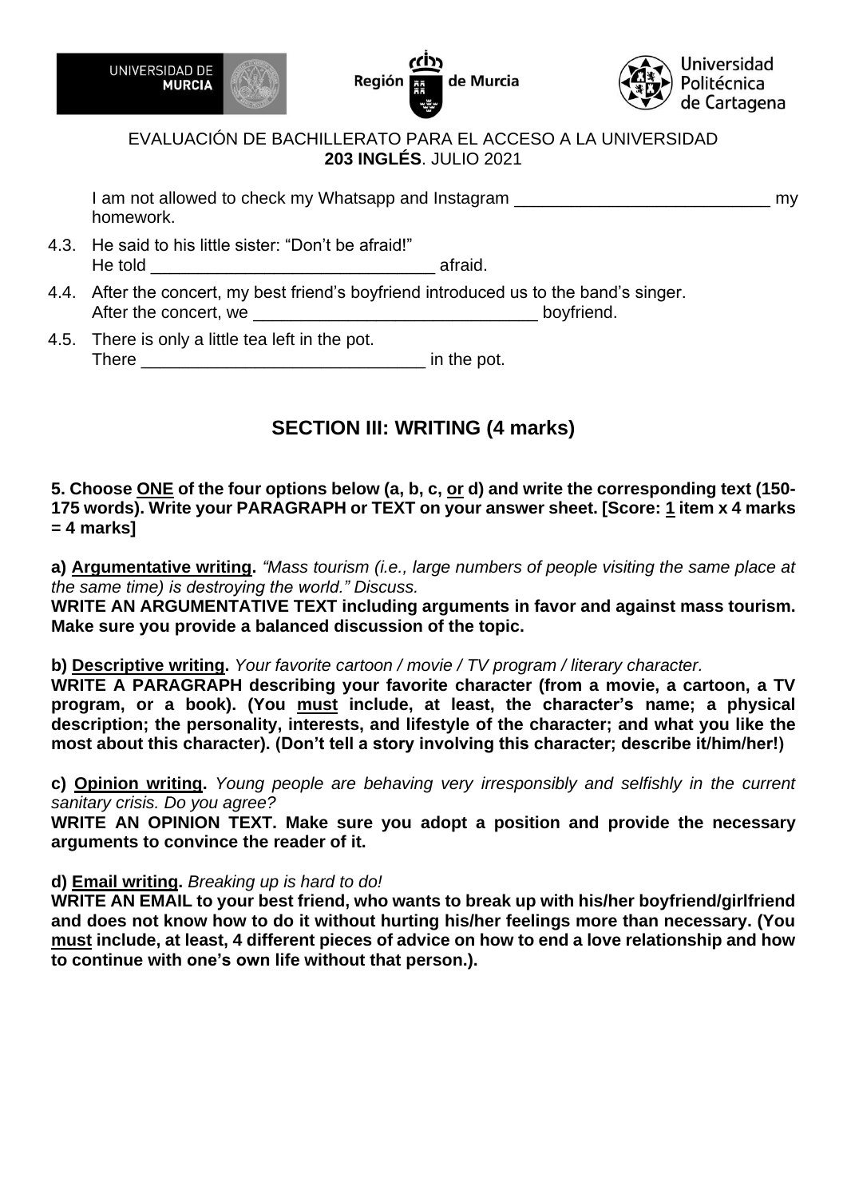I am not allowed to check my Whatsapp and Instagram ___________________________ my homework.

4.3. He said to his little sister: “Don’t be afraid!”
He told ______________________________ afraid.

4.4. After the concert, my best friend’s boyfriend introduced us to the band’s singer.
After the concert, we ______________________________ boyfriend.

4.5. There is only a little tea left in the pot.
There ______________________________ in the pot.

## SECTION III: WRITING (4 marks)

**5. Choose ONE of the four options below (a, b, c, or d) and write the corresponding text (150-175 words). Write your PARAGRAPH or TEXT on your answer sheet. [Score: 1 item x 4 marks = 4 marks]**

**a) Argumentative writing.** *“Mass tourism (i.e., large numbers of people visiting the same place at the same time) is destroying the world.” Discuss.*
**WRITE AN ARGUMENTATIVE TEXT including arguments in favor and against mass tourism. Make sure you provide a balanced discussion of the topic.**

**b) Descriptive writing.** *Your favorite cartoon / movie / TV program / literary character.*
**WRITE A PARAGRAPH describing your favorite character (from a movie, a cartoon, a TV program, or a book). (You must include, at least, the character’s name; a physical description; the personality, interests, and lifestyle of the character; and what you like the most about this character). (Don’t tell a story involving this character; describe it/him/her!)**

**c) Opinion writing.** *Young people are behaving very irresponsibly and selfishly in the current sanitary crisis. Do you agree?*
**WRITE AN OPINION TEXT. Make sure you adopt a position and provide the necessary arguments to convince the reader of it.**

**d) Email writing.** *Breaking up is hard to do!*
**WRITE AN EMAIL to your best friend, who wants to break up with his/her boyfriend/girlfriend and does not know how to do it without hurting his/her feelings more than necessary. (You must include, at least, 4 different pieces of advice on how to end a love relationship and how to continue with one’s own life without that person.).**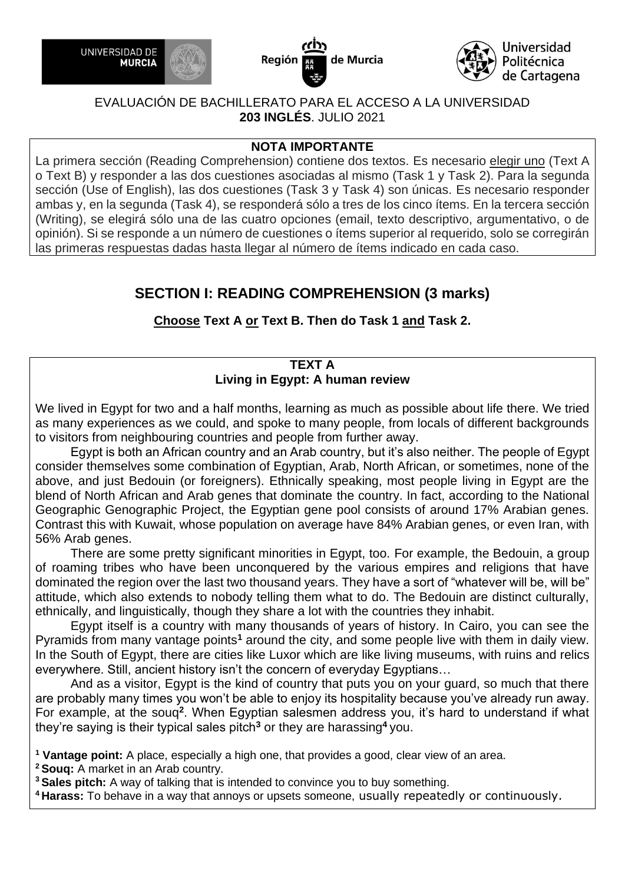EVALUACIÓN DE BACHILLERATO PARA EL ACCESO A LA UNIVERSIDAD
**203 INGLÉS**. JULIO 2021

**NOTA IMPORTANTE**

La primera sección (Reading Comprehension) contiene dos textos. Es necesario elegir uno (Text A o Text B) y responder a las dos cuestiones asociadas al mismo (Task 1 y Task 2). Para la segunda sección (Use of English), las dos cuestiones (Task 3 y Task 4) son únicas. Es necesario responder ambas y, en la segunda (Task 4), se responderá sólo a tres de los cinco ítems. En la tercera sección (Writing), se elegirá sólo una de las cuatro opciones (email, texto descriptivo, argumentativo, o de opinión). Si se responde a un número de cuestiones o ítems superior al requerido, solo se corregirán las primeras respuestas dadas hasta llegar al número de ítems indicado en cada caso.

## SECTION I: READING COMPREHENSION (3 marks)

**Choose Text A or Text B. Then do Task 1 and Task 2.**

### TEXT A
### Living in Egypt: A human review

We lived in Egypt for two and a half months, learning as much as possible about life there. We tried as many experiences as we could, and spoke to many people, from locals of different backgrounds to visitors from neighbouring countries and people from further away.

Egypt is both an African country and an Arab country, but it's also neither. The people of Egypt consider themselves some combination of Egyptian, Arab, North African, or sometimes, none of the above, and just Bedouin (or foreigners). Ethnically speaking, most people living in Egypt are the blend of North African and Arab genes that dominate the country. In fact, according to the National Geographic Genographic Project, the Egyptian gene pool consists of around 17% Arabian genes. Contrast this with Kuwait, whose population on average have 84% Arabian genes, or even Iran, with 56% Arab genes.

There are some pretty significant minorities in Egypt, too. For example, the Bedouin, a group of roaming tribes who have been unconquered by the various empires and religions that have dominated the region over the last two thousand years. They have a sort of "whatever will be, will be" attitude, which also extends to nobody telling them what to do. The Bedouin are distinct culturally, ethnically, and linguistically, though they share a lot with the countries they inhabit.

Egypt itself is a country with many thousands of years of history. In Cairo, you can see the Pyramids from many vantage points[1] around the city, and some people live with them in daily view. In the South of Egypt, there are cities like Luxor which are like living museums, with ruins and relics everywhere. Still, ancient history isn't the concern of everyday Egyptians…

And as a visitor, Egypt is the kind of country that puts you on your guard, so much that there are probably many times you won't be able to enjoy its hospitality because you've already run away. For example, at the souq[2]. When Egyptian salesmen address you, it's hard to understand if what they're saying is their typical sales pitch[3] or they are harassing[4] you.

[1] **Vantage point:** A place, especially a high one, that provides a good, clear view of an area.
[2] **Souq:** A market in an Arab country.
[3] **Sales pitch:** A way of talking that is intended to convince you to buy something.
[4] **Harass:** To behave in a way that annoys or upsets someone, usually repeatedly or continuously.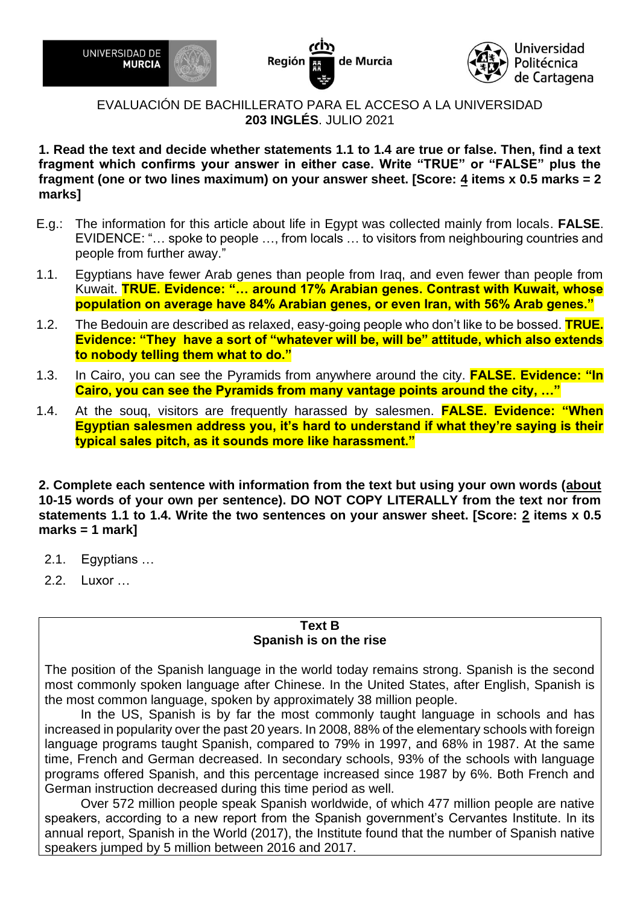UNIVERSIDAD DE MURCIA — Región de Murcia — Universidad Politécnica de Cartagena

EVALUACIÓN DE BACHILLERATO PARA EL ACCESO A LA UNIVERSIDAD
**203 INGLÉS**. JULIO 2021

**1. Read the text and decide whether statements 1.1 to 1.4 are true or false. Then, find a text fragment which confirms your answer in either case. Write "TRUE" or "FALSE" plus the fragment (one or two lines maximum) on your answer sheet. [Score: 4 items x 0.5 marks = 2 marks]**

E.g.: The information for this article about life in Egypt was collected mainly from locals. **FALSE**. EVIDENCE: "… spoke to people …, from locals … to visitors from neighbouring countries and people from further away."

1.1. Egyptians have fewer Arab genes than people from Iraq, and even fewer than people from Kuwait. **TRUE. Evidence: "… around 17% Arabian genes. Contrast with Kuwait, whose population on average have 84% Arabian genes, or even Iran, with 56% Arab genes."**

1.2. The Bedouin are described as relaxed, easy-going people who don't like to be bossed. **TRUE. Evidence: "They have a sort of "whatever will be, will be" attitude, which also extends to nobody telling them what to do."**

1.3. In Cairo, you can see the Pyramids from anywhere around the city. **FALSE. Evidence: "In Cairo, you can see the Pyramids from many vantage points around the city, …"**

1.4. At the souq, visitors are frequently harassed by salesmen. **FALSE. Evidence: "When Egyptian salesmen address you, it's hard to understand if what they're saying is their typical sales pitch, as it sounds more like harassment."**

**2. Complete each sentence with information from the text but using your own words (about 10-15 words of your own per sentence). DO NOT COPY LITERALLY from the text nor from statements 1.1 to 1.4. Write the two sentences on your answer sheet. [Score: 2 items x 0.5 marks = 1 mark]**

2.1. Egyptians …

2.2. Luxor …

**Text B**
**Spanish is on the rise**

The position of the Spanish language in the world today remains strong. Spanish is the second most commonly spoken language after Chinese. In the United States, after English, Spanish is the most common language, spoken by approximately 38 million people.

In the US, Spanish is by far the most commonly taught language in schools and has increased in popularity over the past 20 years. In 2008, 88% of the elementary schools with foreign language programs taught Spanish, compared to 79% in 1997, and 68% in 1987. At the same time, French and German decreased. In secondary schools, 93% of the schools with language programs offered Spanish, and this percentage increased since 1987 by 6%. Both French and German instruction decreased during this time period as well.

Over 572 million people speak Spanish worldwide, of which 477 million people are native speakers, according to a new report from the Spanish government's Cervantes Institute. In its annual report, Spanish in the World (2017), the Institute found that the number of Spanish native speakers jumped by 5 million between 2016 and 2017.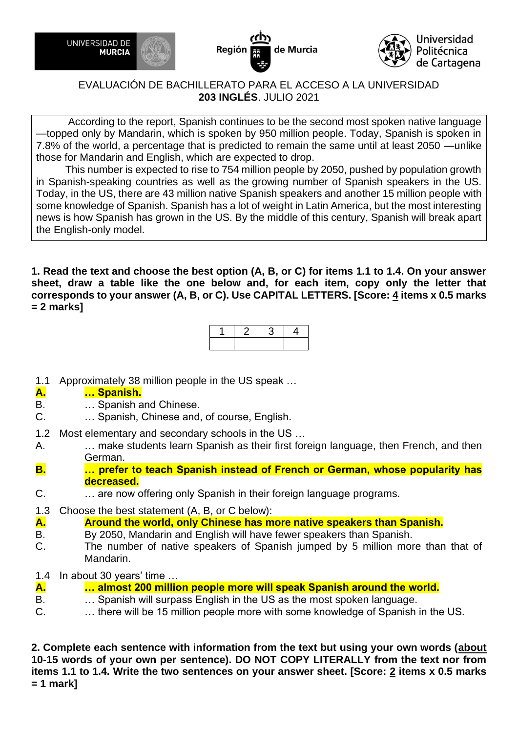UNIVERSIDAD DE MURCIA | Región de Murcia | Universidad Politécnica de Cartagena

EVALUACIÓN DE BACHILLERATO PARA EL ACCESO A LA UNIVERSIDAD
**203 INGLÉS**. JULIO 2021

> According to the report, Spanish continues to be the second most spoken native language —topped only by Mandarin, which is spoken by 950 million people. Today, Spanish is spoken in 7.8% of the world, a percentage that is predicted to remain the same until at least 2050 —unlike those for Mandarin and English, which are expected to drop.
>
> This number is expected to rise to 754 million people by 2050, pushed by population growth in Spanish-speaking countries as well as the growing number of Spanish speakers in the US. Today, in the US, there are 43 million native Spanish speakers and another 15 million people with some knowledge of Spanish. Spanish has a lot of weight in Latin America, but the most interesting news is how Spanish has grown in the US. By the middle of this century, Spanish will break apart the English-only model.

**1. Read the text and choose the best option (A, B, or C) for items 1.1 to 1.4. On your answer sheet, draw a table like the one below and, for each item, copy only the letter that corresponds to your answer (A, B, or C). Use CAPITAL LETTERS. [Score: 4 items x 0.5 marks = 2 marks]**

| 1 | 2 | 3 | 4 |
|---|---|---|---|
| | | | |

1.1 Approximately 38 million people in the US speak …

**A. … Spanish.**
B. … Spanish and Chinese.
C. … Spanish, Chinese and, of course, English.

1.2 Most elementary and secondary schools in the US …

A. … make students learn Spanish as their first foreign language, then French, and then German.
**B. … prefer to teach Spanish instead of French or German, whose popularity has decreased.**
C. … are now offering only Spanish in their foreign language programs.

1.3 Choose the best statement (A, B, or C below):

**A. Around the world, only Chinese has more native speakers than Spanish.**
B. By 2050, Mandarin and English will have fewer speakers than Spanish.
C. The number of native speakers of Spanish jumped by 5 million more than that of Mandarin.

1.4 In about 30 years' time …

**A. … almost 200 million people more will speak Spanish around the world.**
B. … Spanish will surpass English in the US as the most spoken language.
C. … there will be 15 million people more with some knowledge of Spanish in the US.

**2. Complete each sentence with information from the text but using your own words (about 10-15 words of your own per sentence). DO NOT COPY LITERALLY from the text nor from items 1.1 to 1.4. Write the two sentences on your answer sheet. [Score: 2 items x 0.5 marks = 1 mark]**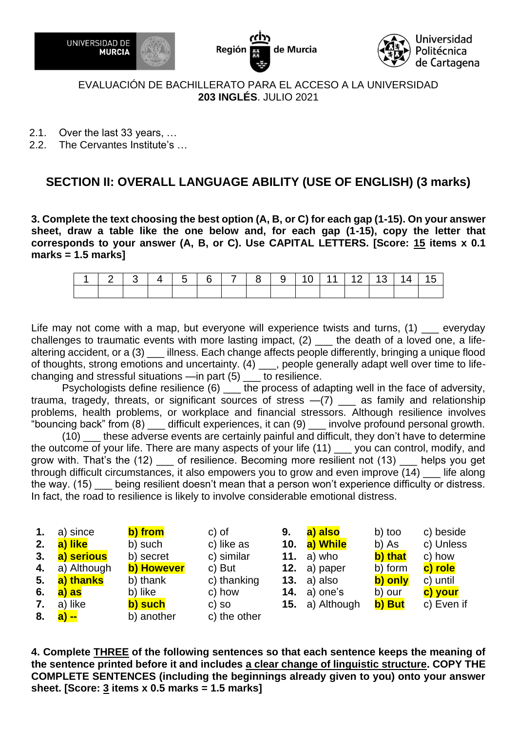EVALUACIÓN DE BACHILLERATO PARA EL ACCESO A LA UNIVERSIDAD
**203 INGLÉS**. JULIO 2021

2.1. Over the last 33 years, …
2.2. The Cervantes Institute's …

## SECTION II: OVERALL LANGUAGE ABILITY (USE OF ENGLISH) (3 marks)

**3. Complete the text choosing the best option (A, B, or C) for each gap (1-15). On your answer sheet, draw a table like the one below and, for each gap (1-15), copy the letter that corresponds to your answer (A, B, or C). Use CAPITAL LETTERS. [Score: 15 items x 0.1 marks = 1.5 marks]**

| 1 | 2 | 3 | 4 | 5 | 6 | 7 | 8 | 9 | 10 | 11 | 12 | 13 | 14 | 15 |
|---|---|---|---|---|---|---|---|---|---|---|---|---|---|---|
| | | | | | | | | | | | | | | |

Life may not come with a map, but everyone will experience twists and turns, (1) ___ everyday challenges to traumatic events with more lasting impact, (2) ___ the death of a loved one, a life-altering accident, or a (3) ___ illness. Each change affects people differently, bringing a unique flood of thoughts, strong emotions and uncertainty. (4) ___, people generally adapt well over time to life-changing and stressful situations —in part (5) ___ to resilience.

Psychologists define resilience (6) ___ the process of adapting well in the face of adversity, trauma, tragedy, threats, or significant sources of stress —(7) ___ as family and relationship problems, health problems, or workplace and financial stressors. Although resilience involves "bouncing back" from (8) ___ difficult experiences, it can (9) ___ involve profound personal growth.

(10) ___ these adverse events are certainly painful and difficult, they don't have to determine the outcome of your life. There are many aspects of your life (11) ___ you can control, modify, and grow with. That's the (12) ___ of resilience. Becoming more resilient not (13) ___ helps you get through difficult circumstances, it also empowers you to grow and even improve (14) ___ life along the way. (15) ___ being resilient doesn't mean that a person won't experience difficulty or distress. In fact, the road to resilience is likely to involve considerable emotional distress.

| | | | | | | | |
|---|---|---|---|---|---|---|---|
| **1.** | a) since | **b) from** | c) of | **9.** | **a) also** | b) too | c) beside |
| **2.** | **a) like** | b) such | c) like as | **10.** | **a) While** | b) As | c) Unless |
| **3.** | **a) serious** | b) secret | c) similar | **11.** | a) who | **b) that** | c) how |
| **4.** | a) Although | **b) However** | c) But | **12.** | a) paper | b) form | **c) role** |
| **5.** | **a) thanks** | b) thank | c) thanking | **13.** | a) also | **b) only** | c) until |
| **6.** | **a) as** | b) like | c) how | **14.** | a) one's | b) our | **c) your** |
| **7.** | a) like | **b) such** | c) so | **15.** | a) Although | **b) But** | c) Even if |
| **8.** | **a) --** | b) another | c) the other | | | | |

**4. Complete THREE of the following sentences so that each sentence keeps the meaning of the sentence printed before it and includes a clear change of linguistic structure. COPY THE COMPLETE SENTENCES (including the beginnings already given to you) onto your answer sheet. [Score: 3 items x 0.5 marks = 1.5 marks]**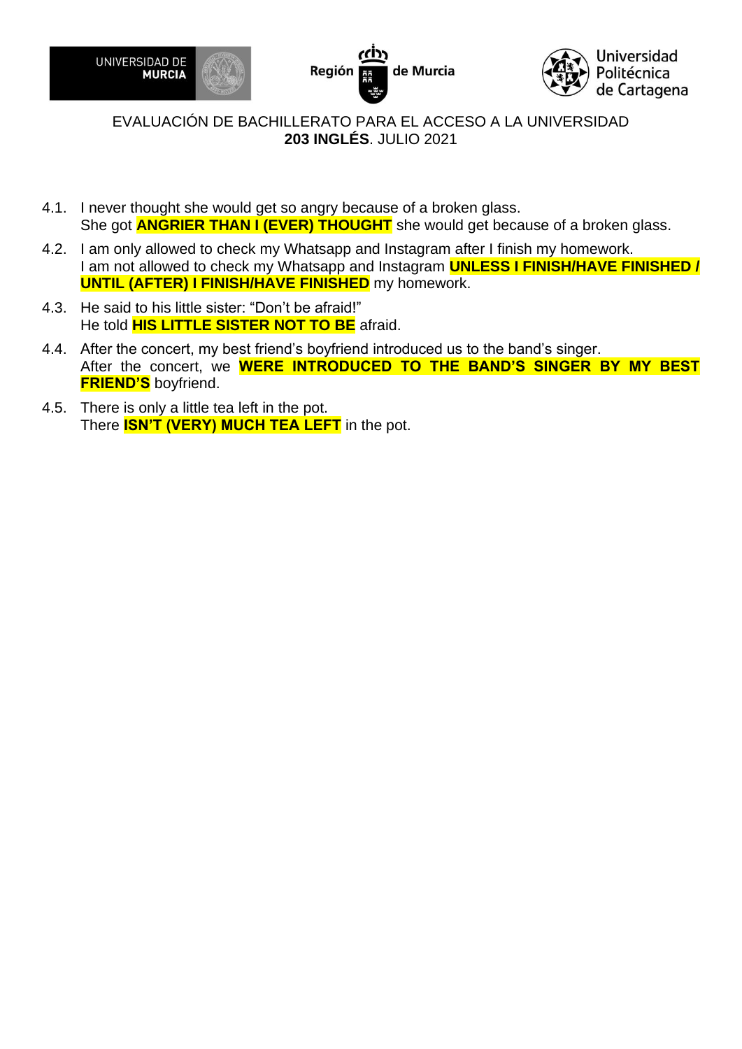UNIVERSIDAD DE MURCIA | Región de Murcia | Universidad Politécnica de Cartagena

EVALUACIÓN DE BACHILLERATO PARA EL ACCESO A LA UNIVERSIDAD
**203 INGLÉS**. JULIO 2021

4.1. I never thought she would get so angry because of a broken glass.
She got **ANGRIER THAN I (EVER) THOUGHT** she would get because of a broken glass.

4.2. I am only allowed to check my Whatsapp and Instagram after I finish my homework.
I am not allowed to check my Whatsapp and Instagram **UNLESS I FINISH/HAVE FINISHED / UNTIL (AFTER) I FINISH/HAVE FINISHED** my homework.

4.3. He said to his little sister: "Don't be afraid!"
He told **HIS LITTLE SISTER NOT TO BE** afraid.

4.4. After the concert, my best friend's boyfriend introduced us to the band's singer.
After the concert, we **WERE INTRODUCED TO THE BAND'S SINGER BY MY BEST FRIEND'S** boyfriend.

4.5. There is only a little tea left in the pot.
There **ISN'T (VERY) MUCH TEA LEFT** in the pot.